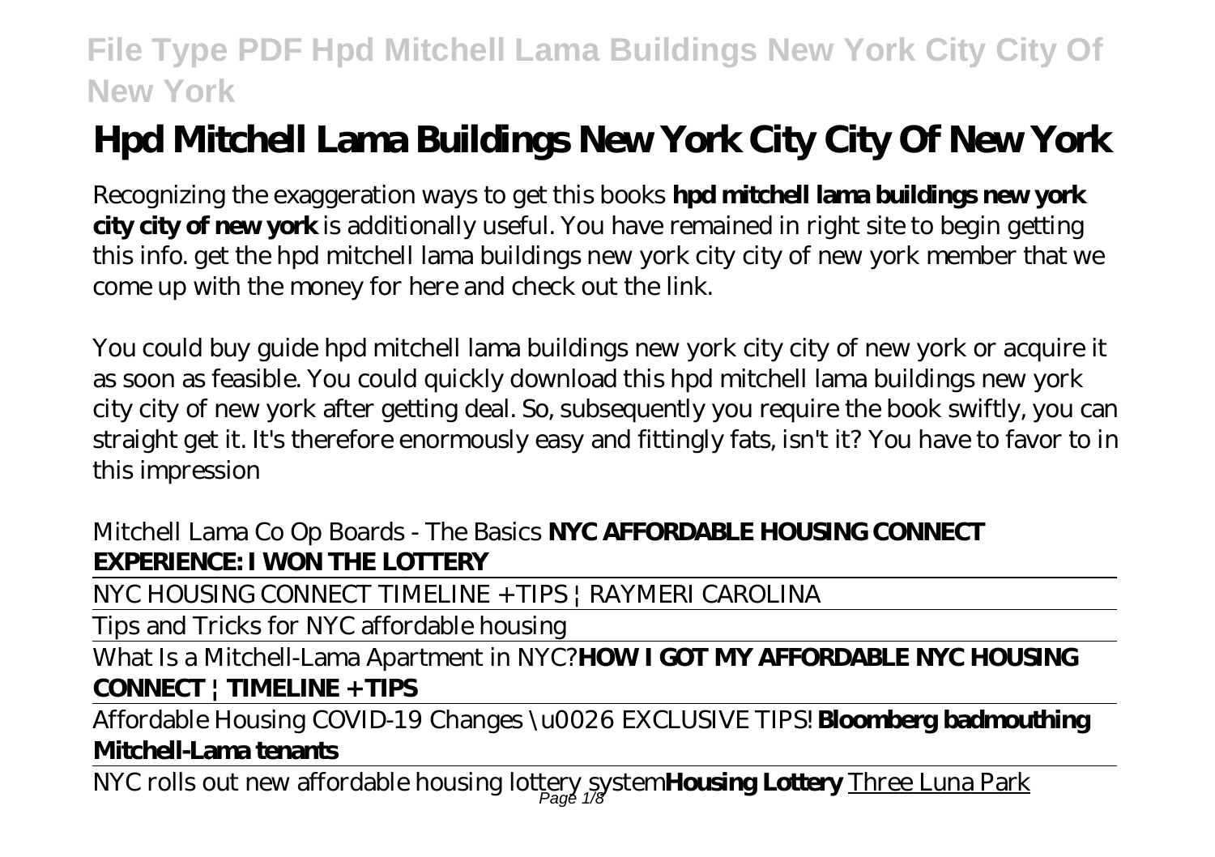# Hpd Mitchell Lama Buildings New York City City Of New York

Recognizing the exaggeration ways to get this books **hpd mitchell lama buildings new york city city of new york** is additionally useful. You have remained in right site to begin getting this info. get the hpd mitchell lama buildings new york city city of new york member that we come up with the money for here and check out the link.

You could buy guide hpd mitchell lama buildings new york city city of new york or acquire it as soon as feasible. You could quickly download this hpd mitchell lama buildings new york city city of new york after getting deal. So, subsequently you require the book swiftly, you can straight get it. It's therefore enormously easy and fittingly fats, isn't it? You have to favor to in this impression

*Mitchell Lama Co Op Boards - The Basics* **NYC AFFORDABLE HOUSING CONNECT EXPERIENCE: I WON THE LOTTERY**

NYC HOUSING CONNECT TIMELINE + TIPS | RAYMERI CAROLINA

Tips and Tricks for NYC affordable housing

What Is a Mitchell-Lama Apartment in NYC?**HOW I GOT MY AFFORDABLE NYC HOUSING CONNECT | TIMELINE + TIPS**

Affordable Housing COVID-19 Changes \u0026 EXCLUSIVE TIPS! **Bloomberg badmouthing Mitchell-Lama tenants**

NYC rolls out new affordable housing lottery system**Housing Lottery** Three Luna Park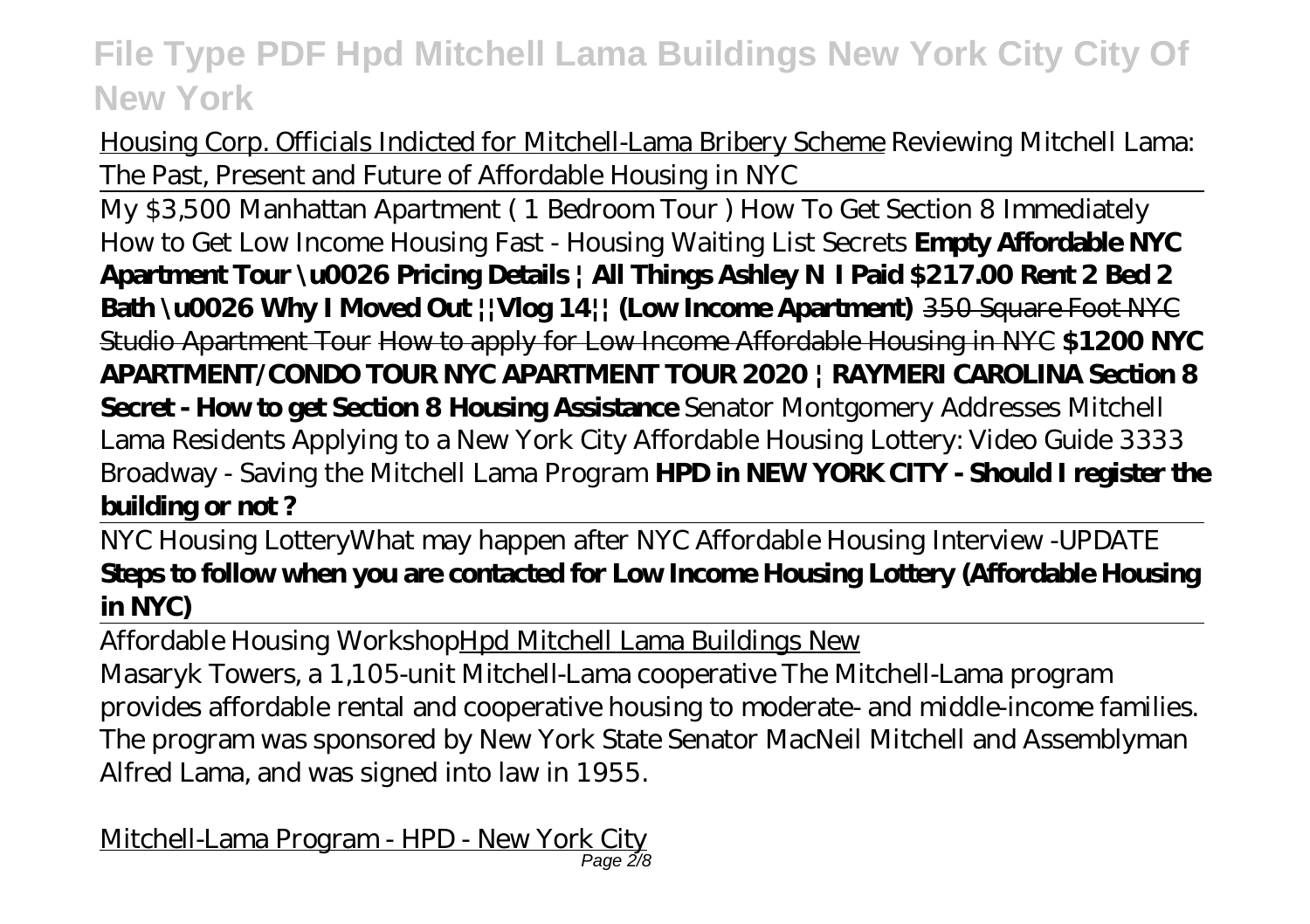Housing Corp. Officials Indicted for Mitchell-Lama Bribery Scheme *Reviewing Mitchell Lama: The Past, Present and Future of Affordable Housing in NYC*

My $3,500 Manhattan Apartment ( 1 Bedroom Tour ) *How To Get Section 8 Immediately* *How to Get Low Income Housing Fast - Housing Waiting List Secrets* **Empty Affordable NYC Apartment Tour \u0026 Pricing Details | All Things Ashley N** **I Paid $217.00 Rent 2 Bed 2 Bath \u0026 Why I Moved Out ||Vlog 14|| (Low Income Apartment)** ~~350 Square Foot NYC Studio Apartment Tour~~ How to apply for Low Income Affordable Housing in NYC **$1200 NYC APARTMENT/CONDO TOUR NYC APARTMENT TOUR 2020 | RAYMERI CAROLINA Section 8 Secret - How to get Section 8 Housing Assistance** *Senator Montgomery Addresses Mitchell Lama Residents* *Applying to a New York City Affordable Housing Lottery: Video Guide* *3333 Broadway - Saving the Mitchell Lama Program* **HPD in NEW YORK CITY - Should I register the building or not ?**

NYC Housing Lottery*What may happen after NYC Affordable Housing Interview -UPDATE* **Steps to follow when you are contacted for Low Income Housing Lottery (Affordable Housing in NYC)**

Affordable Housing WorkshopHpd Mitchell Lama Buildings New

Masaryk Towers, a 1,105-unit Mitchell-Lama cooperative The Mitchell-Lama program provides affordable rental and cooperative housing to moderate- and middle-income families. The program was sponsored by New York State Senator MacNeil Mitchell and Assemblyman Alfred Lama, and was signed into law in 1955.

Mitchell-Lama Program - HPD - New York City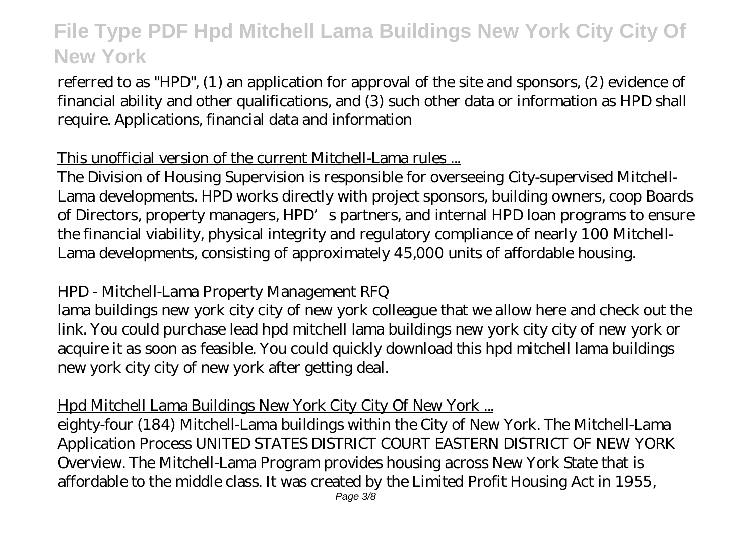referred to as "HPD", (1) an application for approval of the site and sponsors, (2) evidence of financial ability and other qualifications, and (3) such other data or information as HPD shall require. Applications, financial data and information

## This unofficial version of the current Mitchell-Lama rules ...

The Division of Housing Supervision is responsible for overseeing City-supervised Mitchell-Lama developments. HPD works directly with project sponsors, building owners, coop Boards of Directors, property managers, HPD's partners, and internal HPD loan programs to ensure the financial viability, physical integrity and regulatory compliance of nearly 100 Mitchell-Lama developments, consisting of approximately 45,000 units of affordable housing.

## HPD - Mitchell-Lama Property Management RFQ

lama buildings new york city city of new york colleague that we allow here and check out the link. You could purchase lead hpd mitchell lama buildings new york city city of new york or acquire it as soon as feasible. You could quickly download this hpd mitchell lama buildings new york city city of new york after getting deal.

## Hpd Mitchell Lama Buildings New York City City Of New York ...

eighty-four (184) Mitchell-Lama buildings within the City of New York. The Mitchell-Lama Application Process UNITED STATES DISTRICT COURT EASTERN DISTRICT OF NEW YORK Overview. The Mitchell-Lama Program provides housing across New York State that is affordable to the middle class. It was created by the Limited Profit Housing Act in 1955,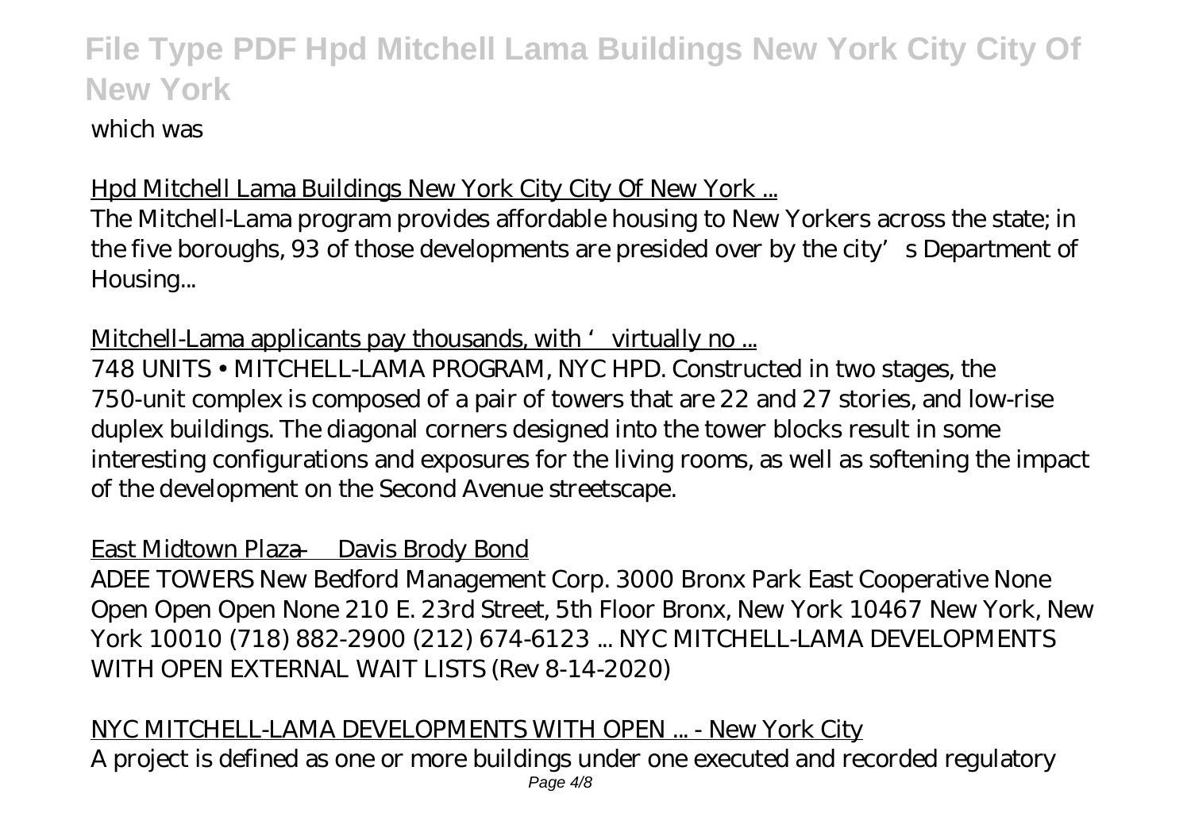which was

Hpd Mitchell Lama Buildings New York City City Of New York ...

The Mitchell-Lama program provides affordable housing to New Yorkers across the state; in the five boroughs, 93 of those developments are presided over by the city's Department of Housing...

Mitchell-Lama applicants pay thousands, with ' virtually no ...

748 UNITS • MITCHELL-LAMA PROGRAM, NYC HPD. Constructed in two stages, the 750-unit complex is composed of a pair of towers that are 22 and 27 stories, and low-rise duplex buildings. The diagonal corners designed into the tower blocks result in some interesting configurations and exposures for the living rooms, as well as softening the impact of the development on the Second Avenue streetscape.

East Midtown Plaza — Davis Brody Bond

ADEE TOWERS New Bedford Management Corp. 3000 Bronx Park East Cooperative None Open Open Open None 210 E. 23rd Street, 5th Floor Bronx, New York 10467 New York, New York 10010 (718) 882-2900 (212) 674-6123 ... NYC MITCHELL-LAMA DEVELOPMENTS WITH OPEN EXTERNAL WAIT LISTS (Rev 8-14-2020)

NYC MITCHELL-LAMA DEVELOPMENTS WITH OPEN ... - New York City

A project is defined as one or more buildings under one executed and recorded regulatory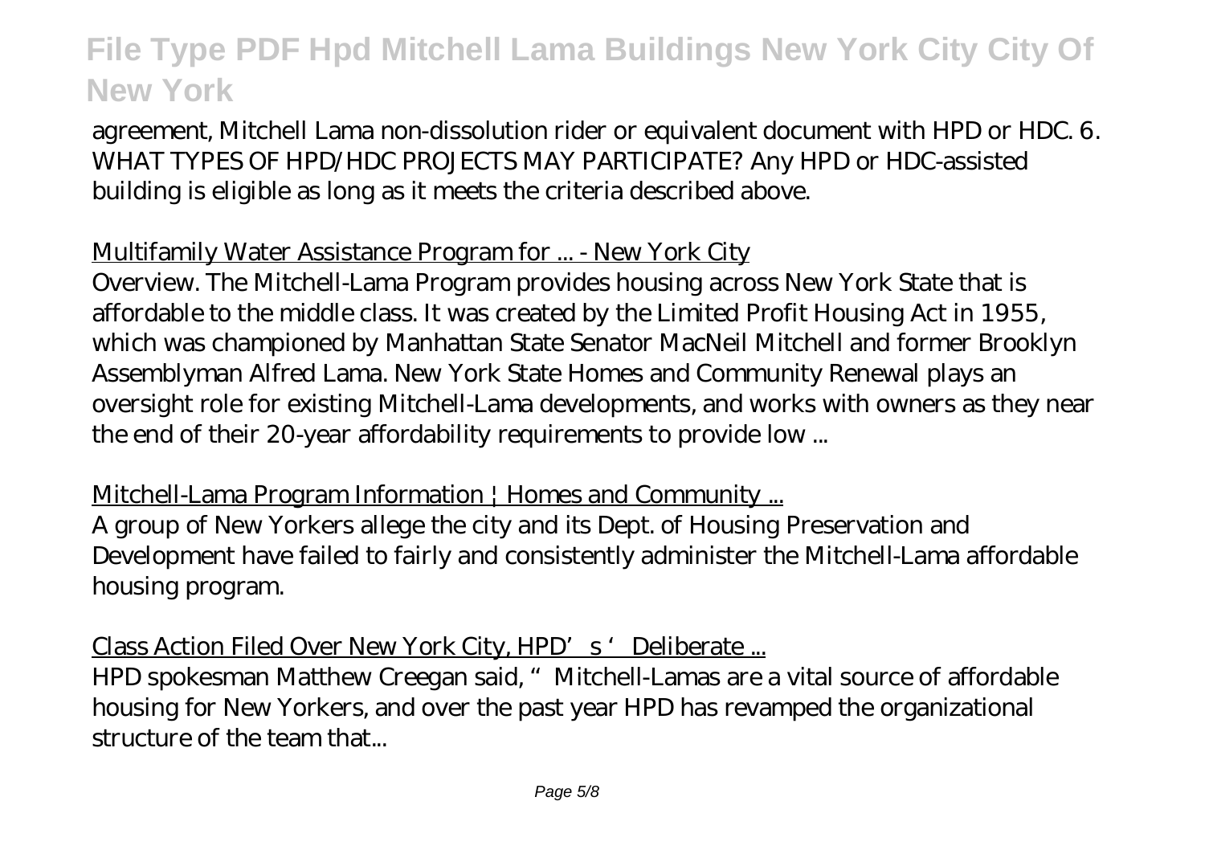agreement, Mitchell Lama non-dissolution rider or equivalent document with HPD or HDC. 6. WHAT TYPES OF HPD/HDC PROJECTS MAY PARTICIPATE? Any HPD or HDC-assisted building is eligible as long as it meets the criteria described above.

Multifamily Water Assistance Program for ... - New York City

Overview. The Mitchell-Lama Program provides housing across New York State that is affordable to the middle class. It was created by the Limited Profit Housing Act in 1955, which was championed by Manhattan State Senator MacNeil Mitchell and former Brooklyn Assemblyman Alfred Lama. New York State Homes and Community Renewal plays an oversight role for existing Mitchell-Lama developments, and works with owners as they near the end of their 20-year affordability requirements to provide low ...

Mitchell-Lama Program Information | Homes and Community ...

A group of New Yorkers allege the city and its Dept. of Housing Preservation and Development have failed to fairly and consistently administer the Mitchell-Lama affordable housing program.

Class Action Filed Over New York City, HPD's 'Deliberate ...

HPD spokesman Matthew Creegan said, "Mitchell-Lamas are a vital source of affordable housing for New Yorkers, and over the past year HPD has revamped the organizational structure of the team that...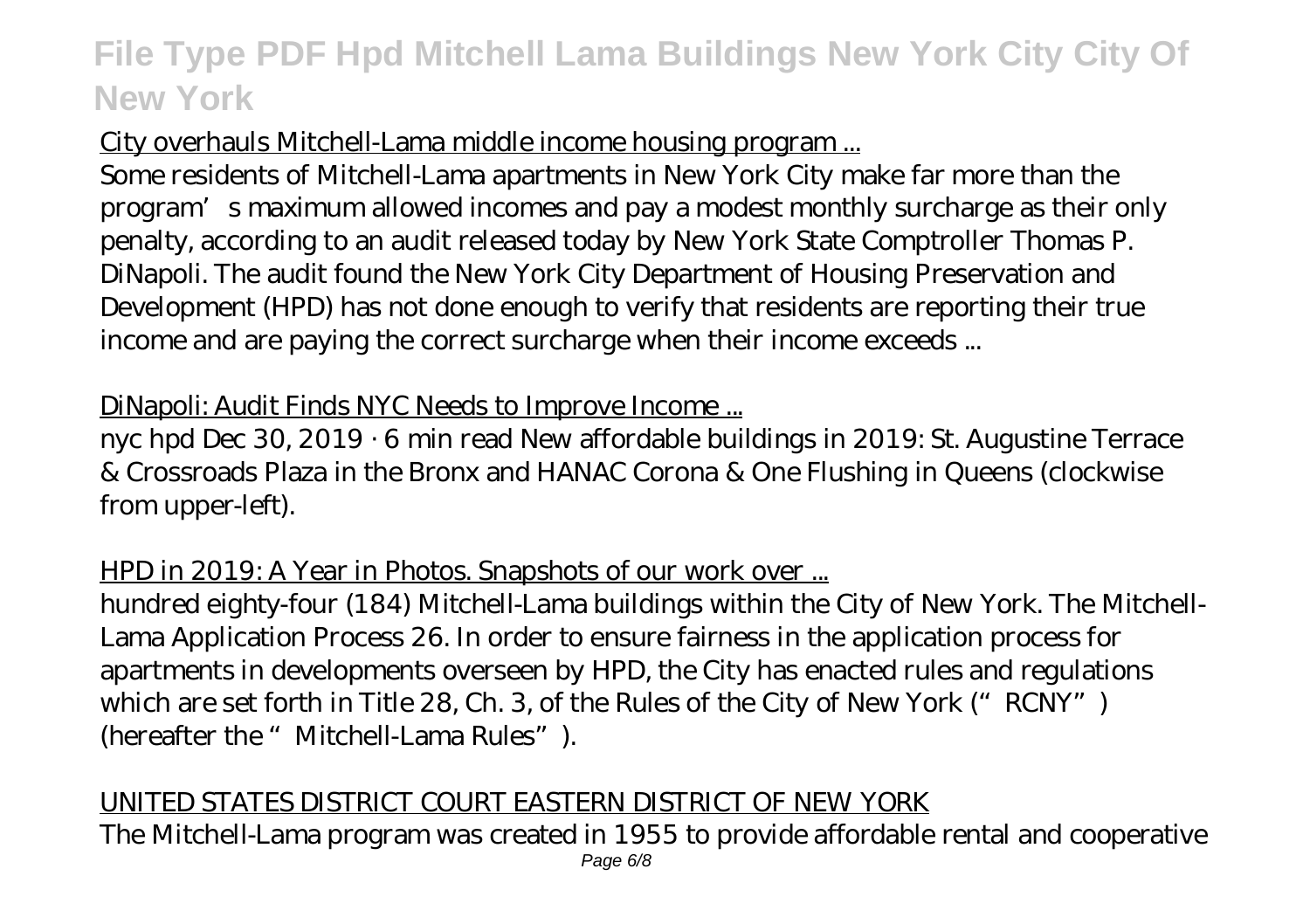City overhauls Mitchell-Lama middle income housing program ...

Some residents of Mitchell-Lama apartments in New York City make far more than the program's maximum allowed incomes and pay a modest monthly surcharge as their only penalty, according to an audit released today by New York State Comptroller Thomas P. DiNapoli. The audit found the New York City Department of Housing Preservation and Development (HPD) has not done enough to verify that residents are reporting their true income and are paying the correct surcharge when their income exceeds ...

DiNapoli: Audit Finds NYC Needs to Improve Income ...

nyc hpd Dec 30, 2019 · 6 min read New affordable buildings in 2019: St. Augustine Terrace & Crossroads Plaza in the Bronx and HANAC Corona & One Flushing in Queens (clockwise from upper-left).

HPD in 2019: A Year in Photos. Snapshots of our work over ...

hundred eighty-four (184) Mitchell-Lama buildings within the City of New York. The Mitchell-Lama Application Process 26. In order to ensure fairness in the application process for apartments in developments overseen by HPD, the City has enacted rules and regulations which are set forth in Title 28, Ch. 3, of the Rules of the City of New York ("RCNY") (hereafter the "Mitchell-Lama Rules").

UNITED STATES DISTRICT COURT EASTERN DISTRICT OF NEW YORK

The Mitchell-Lama program was created in 1955 to provide affordable rental and cooperative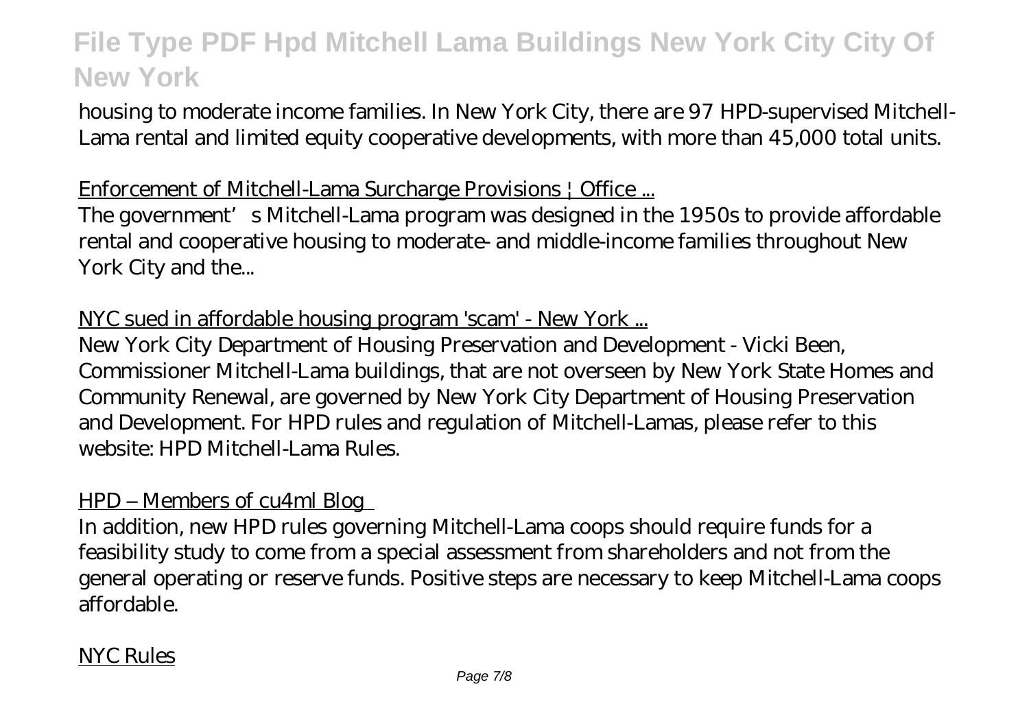housing to moderate income families. In New York City, there are 97 HPD-supervised Mitchell-Lama rental and limited equity cooperative developments, with more than 45,000 total units.

Enforcement of Mitchell-Lama Surcharge Provisions | Office ...

The government's Mitchell-Lama program was designed in the 1950s to provide affordable rental and cooperative housing to moderate- and middle-income families throughout New York City and the...

NYC sued in affordable housing program 'scam' - New York ...

New York City Department of Housing Preservation and Development - Vicki Been, Commissioner Mitchell-Lama buildings, that are not overseen by New York State Homes and Community Renewal, are governed by New York City Department of Housing Preservation and Development. For HPD rules and regulation of Mitchell-Lamas, please refer to this website: HPD Mitchell-Lama Rules.

HPD – Members of cu4ml Blog

In addition, new HPD rules governing Mitchell-Lama coops should require funds for a feasibility study to come from a special assessment from shareholders and not from the general operating or reserve funds. Positive steps are necessary to keep Mitchell-Lama coops affordable.

NYC Rules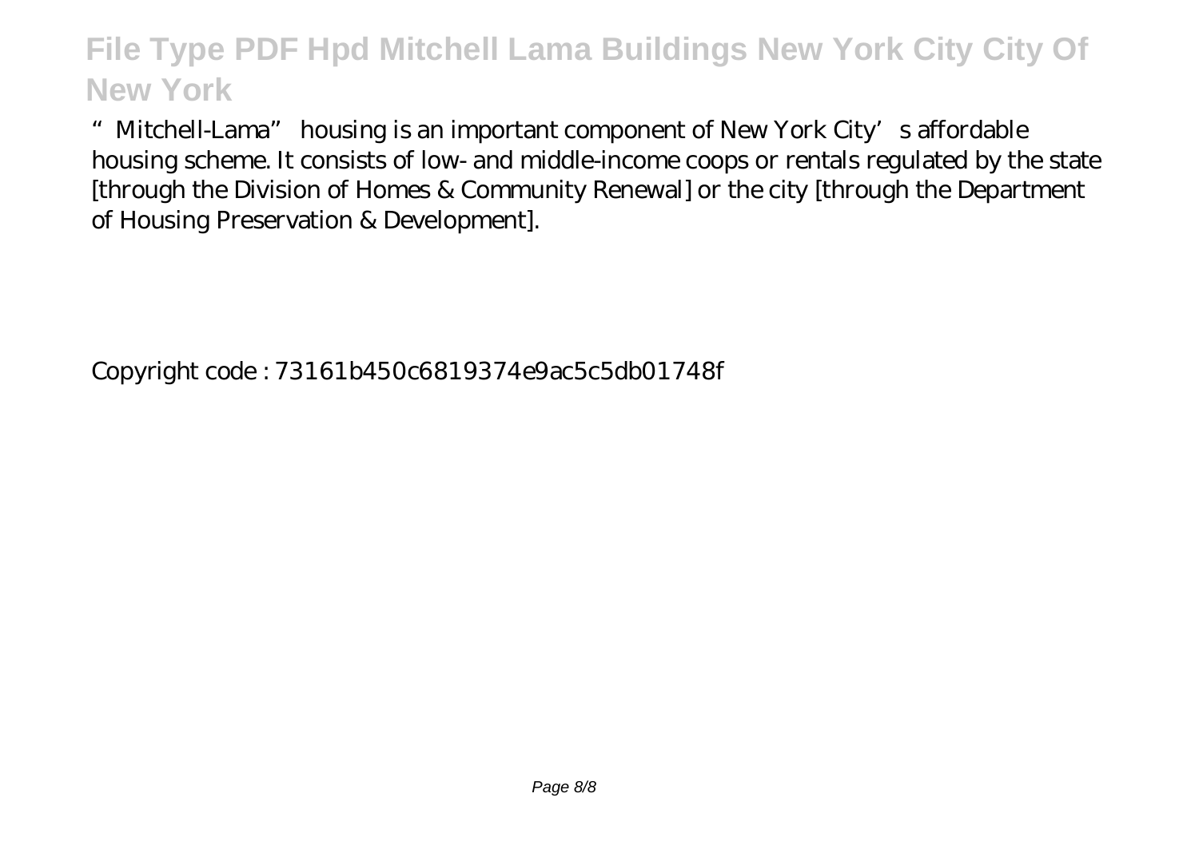"Mitchell-Lama" housing is an important component of New York City's affordable housing scheme. It consists of low- and middle-income coops or rentals regulated by the state [through the Division of Homes & Community Renewal] or the city [through the Department of Housing Preservation & Development].

Copyright code : 73161b450c6819374e9ac5c5db01748f